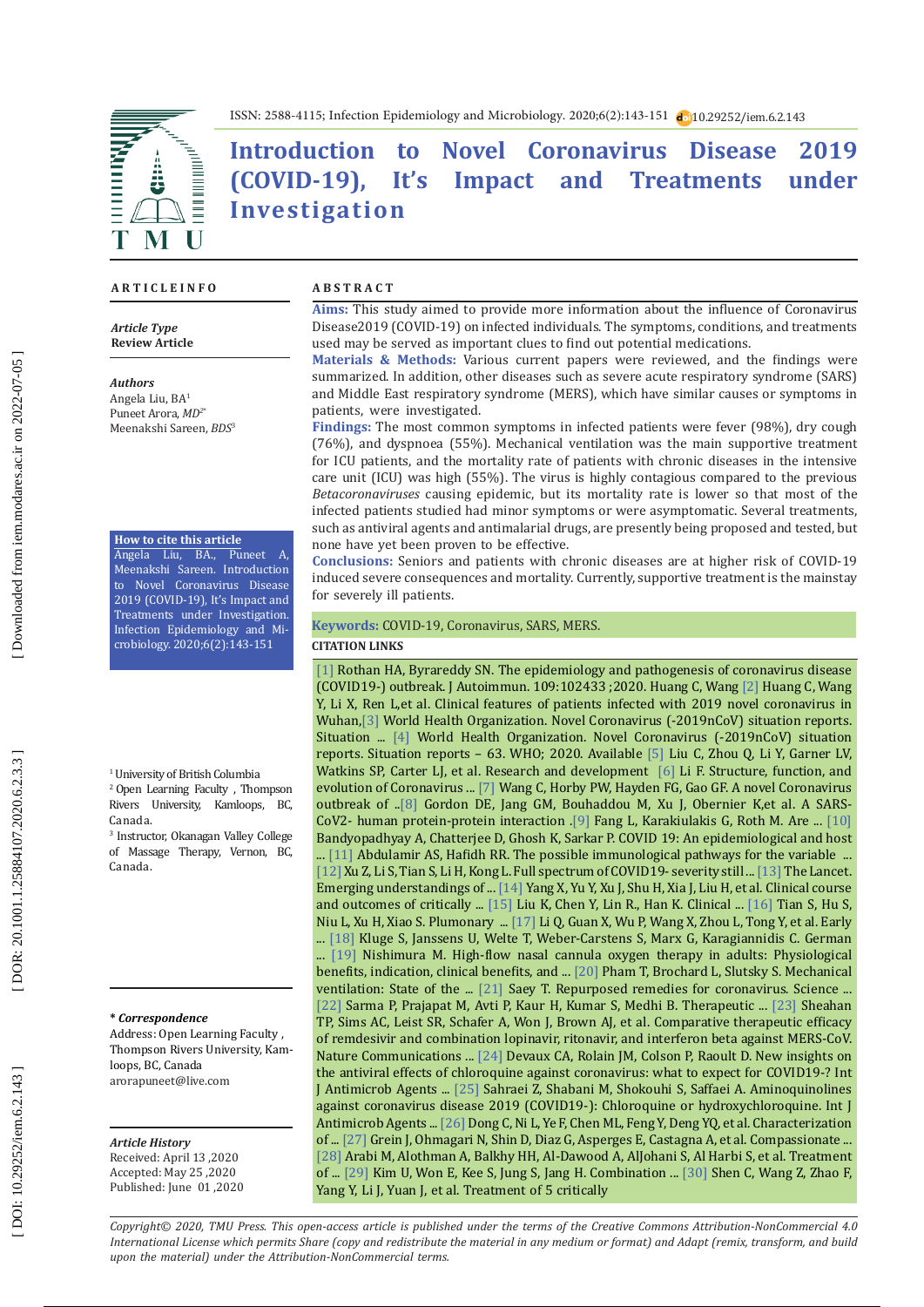ISSN: 2588-4115; Infection Epidemiology and Microbiology. 2020;6(2):143-151 10.29252/iem.6.2.143

# Introduction to Novel Coronavirus Disease 2019 (COVID-19), It's Impact and Treatments under Investigation

## ARTICLE INFO

*Article Type*
**Review Article**

*Authors*
Angela Liu, BA[1]
Puneet Arora, *MD*[2*]
Meenakshi Sareen, *BDS*[3]

**How to cite this article**
Angela Liu, BA., Puneet A, Meenakshi Sareen. Introduction to Novel Coronavirus Disease 2019 (COVID-19), It's Impact and Treatments under Investigation. Infection Epidemiology and Microbiology. 2020;6(2):143-151

[1] University of British Columbia
[2] Open Learning Faculty , Thompson Rivers University, Kamloops, BC, Canada.
[3] Instructor, Okanagan Valley College of Massage Therapy, Vernon, BC, Canada.

***Correspondence**
Address: Open Learning Faculty , Thompson Rivers University, Kamloops, BC, Canada
arorapuneet@live.com

*Article History*
Received: April 13 ,2020
Accepted: May 25 ,2020
Published: June 01 ,2020

## ABSTRACT

**Aims:** This study aimed to provide more information about the influence of Coronavirus Disease2019 (COVID-19) on infected individuals. The symptoms, conditions, and treatments used may be served as important clues to find out potential medications.

**Materials & Methods:** Various current papers were reviewed, and the findings were summarized. In addition, other diseases such as severe acute respiratory syndrome (SARS) and Middle East respiratory syndrome (MERS), which have similar causes or symptoms in patients, were investigated.

**Findings:** The most common symptoms in infected patients were fever (98%), dry cough (76%), and dyspnoea (55%). Mechanical ventilation was the main supportive treatment for ICU patients, and the mortality rate of patients with chronic diseases in the intensive care unit (ICU) was high (55%). The virus is highly contagious compared to the previous *Betacoronaviruses* causing epidemic, but its mortality rate is lower so that most of the infected patients studied had minor symptoms or were asymptomatic. Several treatments, such as antiviral agents and antimalarial drugs, are presently being proposed and tested, but none have yet been proven to be effective.

**Conclusions:** Seniors and patients with chronic diseases are at higher risk of COVID-19 induced severe consequences and mortality. Currently, supportive treatment is the mainstay for severely ill patients.

**Keywords:** COVID-19, Coronavirus, SARS, MERS.

**CITATION LINKS**

[1] Rothan HA, Byrareddy SN. The epidemiology and pathogenesis of coronavirus disease (COVID19-) outbreak. J Autoimmun. 109:102433 ;2020. Huang C, Wang [2] Huang C, Wang Y, Li X, Ren L,et al. Clinical features of patients infected with 2019 novel coronavirus in Wuhan,[3] World Health Organization. Novel Coronavirus (-2019nCoV) situation reports. Situation ... [4] World Health Organization. Novel Coronavirus (-2019nCoV) situation reports. Situation reports – 63. WHO; 2020. Available [5] Liu C, Zhou Q, Li Y, Garner LV, Watkins SP, Carter LJ, et al. Research and development [6] Li F. Structure, function, and evolution of Coronavirus ... [7] Wang C, Horby PW, Hayden FG, Gao GF. A novel Coronavirus outbreak of ..[8] Gordon DE, Jang GM, Bouhaddou M, Xu J, Obernier K,et al. A SARS-CoV2- human protein-protein interaction .[9] Fang L, Karakiulakis G, Roth M. Are ... [10] Bandyopadhyay A, Chatterjee D, Ghosh K, Sarkar P. COVID 19: An epidemiological and host ... [11] Abdulamir AS, Hafidh RR. The possible immunological pathways for the variable ... [12] Xu Z, Li S, Tian S, Li H, Kong L. Full spectrum of COVID19- severity still ... [13] The Lancet. Emerging understandings of ... [14] Yang X, Yu Y, Xu J, Shu H, Xia J, Liu H, et al. Clinical course and outcomes of critically ... [15] Liu K, Chen Y, Lin R., Han K. Clinical ... [16] Tian S, Hu S, Niu L, Xu H, Xiao S. Plumonary ... [17] Li Q, Guan X, Wu P, Wang X, Zhou L, Tong Y, et al. Early ... [18] Kluge S, Janssens U, Welte T, Weber-Carstens S, Marx G, Karagiannidis C. German ... [19] Nishimura M. High-flow nasal cannula oxygen therapy in adults: Physiological benefits, indication, clinical benefits, and ... [20] Pham T, Brochard L, Slutsky S. Mechanical ventilation: State of the ... [21] Saey T. Repurposed remedies for coronavirus. Science ... [22] Sarma P, Prajapat M, Avti P, Kaur H, Kumar S, Medhi B. Therapeutic ... [23] Sheahan TP, Sims AC, Leist SR, Schafer A, Won J, Brown AJ, et al. Comparative therapeutic efficacy of remdesivir and combination lopinavir, ritonavir, and interferon beta against MERS-CoV. Nature Communications ... [24] Devaux CA, Rolain JM, Colson P, Raoult D. New insights on the antiviral effects of chloroquine against coronavirus: what to expect for COVID19-? Int J Antimicrob Agents ... [25] Sahraei Z, Shabani M, Shokouhi S, Saffaei A. Aminoquinolines against coronavirus disease 2019 (COVID19-): Chloroquine or hydroxychloroquine. Int J Antimicrob Agents ... [26] Dong C, Ni L, Ye F, Chen ML, Feng Y, Deng YQ, et al. Characterization of ... [27] Grein J, Ohmagari N, Shin D, Diaz G, Asperges E, Castagna A, et al. Compassionate ... [28] Arabi M, Alothman A, Balkhy HH, Al-Dawood A, AlJohani S, Al Harbi S, et al. Treatment of ... [29] Kim U, Won E, Kee S, Jung S, Jang H. Combination ... [30] Shen C, Wang Z, Zhao F, Yang Y, Li J, Yuan J, et al. Treatment of 5 critically

*Copyright© 2020, TMU Press. This open-access article is published under the terms of the Creative Commons Attribution-NonCommercial 4.0 International License which permits Share (copy and redistribute the material in any medium or format) and Adapt (remix, transform, and build upon the material) under the Attribution-NonCommercial terms.*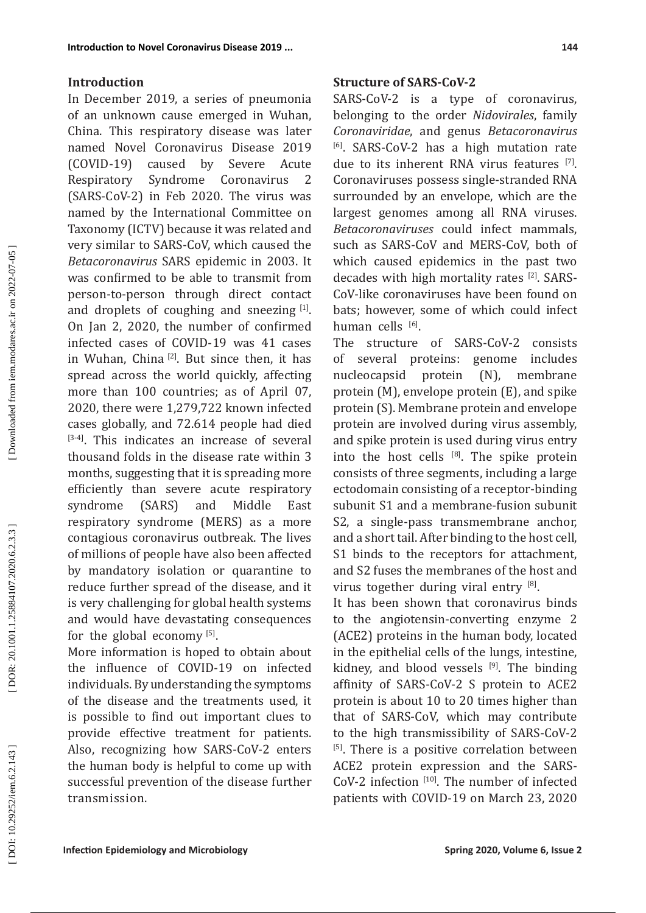## Introduction

In December 2019, a series of pneumonia of an unknown cause emerged in Wuhan, China. This respiratory disease was later named Novel Coronavirus Disease 2019 (COVID-19) caused by Severe Acute Respiratory Syndrome Coronavirus 2 (SARS-CoV-2) in Feb 2020. The virus was named by the International Committee on Taxonomy (ICTV) because it was related and very similar to SARS-CoV, which caused the *Betacoronavirus* SARS epidemic in 2003. It was confirmed to be able to transmit from person-to-person through direct contact and droplets of coughing and sneezing [1]. On Jan 2, 2020, the number of confirmed infected cases of COVID-19 was 41 cases in Wuhan, China [2]. But since then, it has spread across the world quickly, affecting more than 100 countries; as of April 07, 2020, there were 1,279,722 known infected cases globally, and 72.614 people had died [3-4]. This indicates an increase of several thousand folds in the disease rate within 3 months, suggesting that it is spreading more efficiently than severe acute respiratory syndrome (SARS) and Middle East respiratory syndrome (MERS) as a more contagious coronavirus outbreak. The lives of millions of people have also been affected by mandatory isolation or quarantine to reduce further spread of the disease, and it is very challenging for global health systems and would have devastating consequences for the global economy [5].

More information is hoped to obtain about the influence of COVID-19 on infected individuals. By understanding the symptoms of the disease and the treatments used, it is possible to find out important clues to provide effective treatment for patients. Also, recognizing how SARS-CoV-2 enters the human body is helpful to come up with successful prevention of the disease further transmission.

## Structure of SARS-CoV-2

SARS-CoV-2 is a type of coronavirus, belonging to the order *Nidovirales*, family *Coronaviridae*, and genus *Betacoronavirus* [6]. SARS-CoV-2 has a high mutation rate due to its inherent RNA virus features [7]. Coronaviruses possess single-stranded RNA surrounded by an envelope, which are the largest genomes among all RNA viruses. *Betacoronaviruses* could infect mammals, such as SARS-CoV and MERS-CoV, both of which caused epidemics in the past two decades with high mortality rates [2]. SARS-CoV-like coronaviruses have been found on bats; however, some of which could infect human cells [6].

The structure of SARS-CoV-2 consists of several proteins: genome includes nucleocapsid protein (N), membrane protein (M), envelope protein (E), and spike protein (S). Membrane protein and envelope protein are involved during virus assembly, and spike protein is used during virus entry into the host cells [8]. The spike protein consists of three segments, including a large ectodomain consisting of a receptor-binding subunit S1 and a membrane-fusion subunit S2, a single-pass transmembrane anchor, and a short tail. After binding to the host cell, S1 binds to the receptors for attachment, and S2 fuses the membranes of the host and virus together during viral entry [8].

It has been shown that coronavirus binds to the angiotensin-converting enzyme 2 (ACE2) proteins in the human body, located in the epithelial cells of the lungs, intestine, kidney, and blood vessels [9]. The binding affinity of SARS-CoV-2 S protein to ACE2 protein is about 10 to 20 times higher than that of SARS-CoV, which may contribute to the high transmissibility of SARS-CoV-2 [5]. There is a positive correlation between ACE2 protein expression and the SARS-CoV-2 infection [10]. The number of infected patients with COVID-19 on March 23, 2020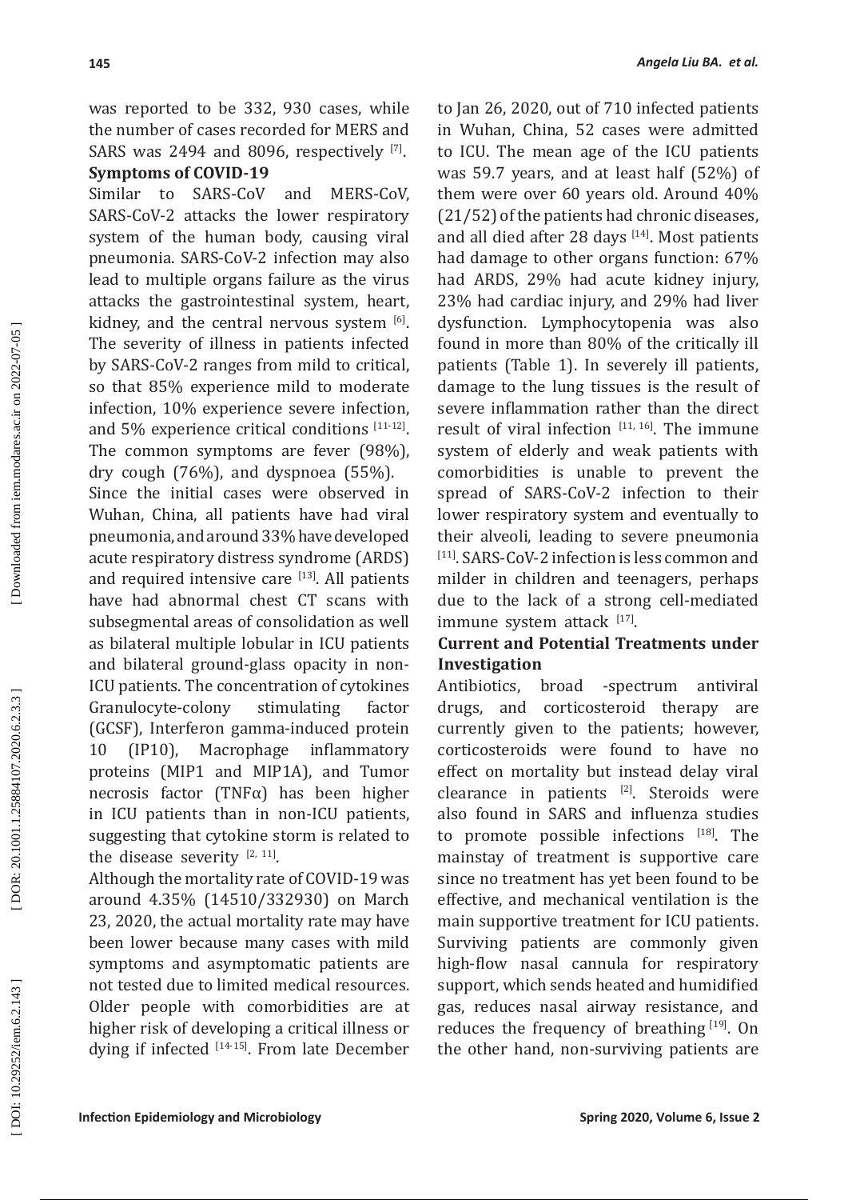was reported to be 332, 930 cases, while the number of cases recorded for MERS and SARS was 2494 and 8096, respectively [7].

**Symptoms of COVID-19**

Similar to SARS-CoV and MERS-CoV, SARS-CoV-2 attacks the lower respiratory system of the human body, causing viral pneumonia. SARS-CoV-2 infection may also lead to multiple organs failure as the virus attacks the gastrointestinal system, heart, kidney, and the central nervous system [6]. The severity of illness in patients infected by SARS-CoV-2 ranges from mild to critical, so that 85% experience mild to moderate infection, 10% experience severe infection, and 5% experience critical conditions [11-12]. The common symptoms are fever (98%), dry cough (76%), and dyspnoea (55%).

Since the initial cases were observed in Wuhan, China, all patients have had viral pneumonia, and around 33% have developed acute respiratory distress syndrome (ARDS) and required intensive care [13]. All patients have had abnormal chest CT scans with subsegmental areas of consolidation as well as bilateral multiple lobular in ICU patients and bilateral ground-glass opacity in non-ICU patients. The concentration of cytokines Granulocyte-colony stimulating factor (GCSF), Interferon gamma-induced protein 10 (IP10), Macrophage inflammatory proteins (MIP1 and MIP1A), and Tumor necrosis factor (TNFα) has been higher in ICU patients than in non-ICU patients, suggesting that cytokine storm is related to the disease severity [2, 11].

Although the mortality rate of COVID-19 was around 4.35% (14510/332930) on March 23, 2020, the actual mortality rate may have been lower because many cases with mild symptoms and asymptomatic patients are not tested due to limited medical resources. Older people with comorbidities are at higher risk of developing a critical illness or dying if infected [14-15]. From late December to Jan 26, 2020, out of 710 infected patients in Wuhan, China, 52 cases were admitted to ICU. The mean age of the ICU patients was 59.7 years, and at least half (52%) of them were over 60 years old. Around 40% (21/52) of the patients had chronic diseases, and all died after 28 days [14]. Most patients had damage to other organs function: 67% had ARDS, 29% had acute kidney injury, 23% had cardiac injury, and 29% had liver dysfunction. Lymphocytopenia was also found in more than 80% of the critically ill patients (Table 1). In severely ill patients, damage to the lung tissues is the result of severe inflammation rather than the direct result of viral infection [11, 16]. The immune system of elderly and weak patients with comorbidities is unable to prevent the spread of SARS-CoV-2 infection to their lower respiratory system and eventually to their alveoli, leading to severe pneumonia [11]. SARS-CoV-2 infection is less common and milder in children and teenagers, perhaps due to the lack of a strong cell-mediated immune system attack [17].

**Current and Potential Treatments under Investigation**

Antibiotics, broad -spectrum antiviral drugs, and corticosteroid therapy are currently given to the patients; however, corticosteroids were found to have no effect on mortality but instead delay viral clearance in patients [2]. Steroids were also found in SARS and influenza studies to promote possible infections [18]. The mainstay of treatment is supportive care since no treatment has yet been found to be effective, and mechanical ventilation is the main supportive treatment for ICU patients. Surviving patients are commonly given high-flow nasal cannula for respiratory support, which sends heated and humidified gas, reduces nasal airway resistance, and reduces the frequency of breathing [19]. On the other hand, non-surviving patients are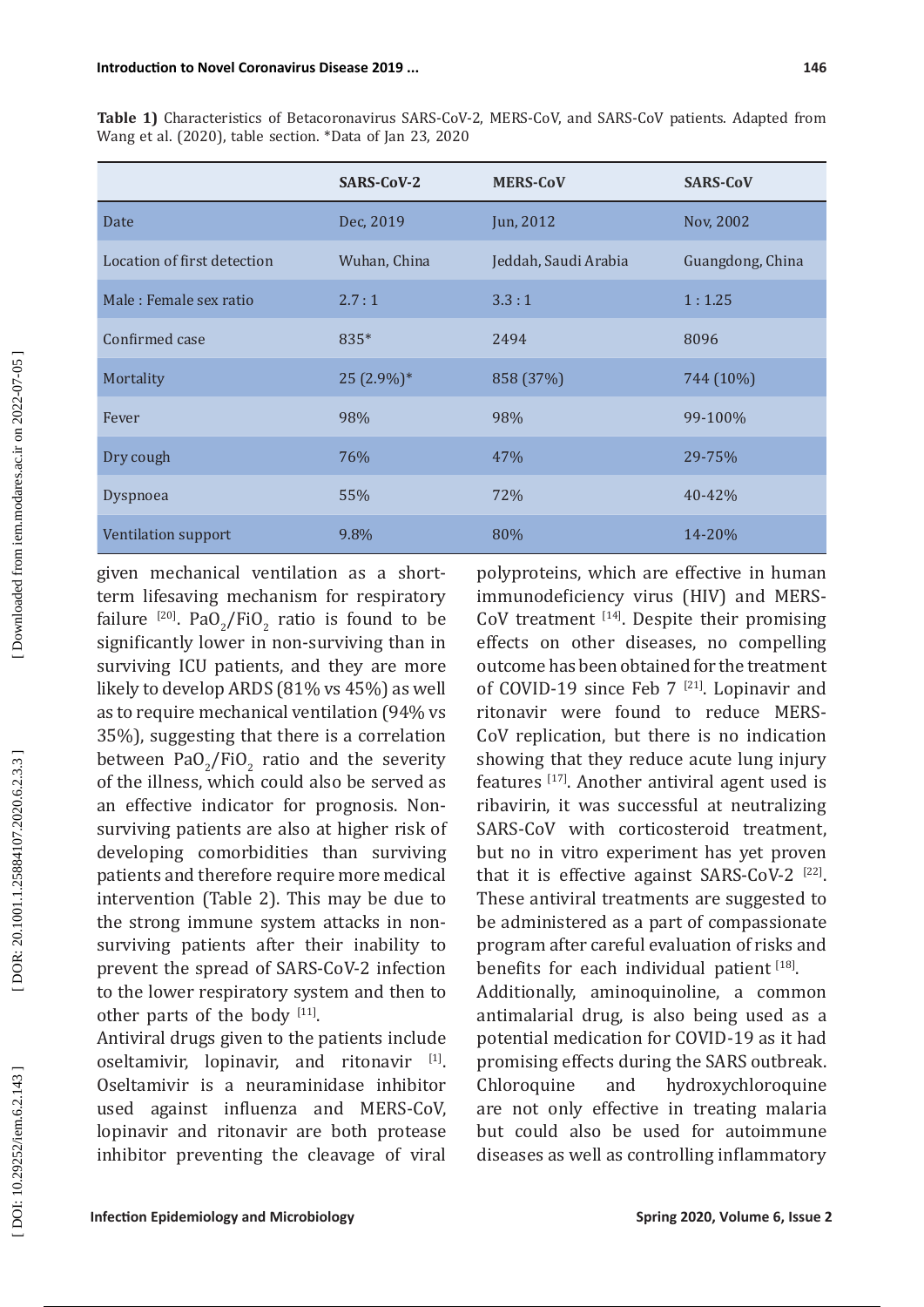**Table 1)** Characteristics of Betacoronavirus SARS-CoV-2, MERS-CoV, and SARS-CoV patients. Adapted from Wang et al. (2020), table section. *Data of Jan 23, 2020

| | SARS-CoV-2 | MERS-CoV | SARS-CoV |
|---|---|---|---|
| Date | Dec, 2019 | Jun, 2012 | Nov, 2002 |
| Location of first detection | Wuhan, China | Jeddah, Saudi Arabia | Guangdong, China |
| Male : Female sex ratio | 2.7 : 1 | 3.3 : 1 | 1 : 1.25 |
| Confirmed case | 835* | 2494 | 8096 |
| Mortality | 25 (2.9%)* | 858 (37%) | 744 (10%) |
| Fever | 98% | 98% | 99-100% |
| Dry cough | 76% | 47% | 29-75% |
| Dyspnoea | 55% | 72% | 40-42% |
| Ventilation support | 9.8% | 80% | 14-20% |

given mechanical ventilation as a short-term lifesaving mechanism for respiratory failure [20]. $PaO_2/FiO_2$ ratio is found to be significantly lower in non-surviving than in surviving ICU patients, and they are more likely to develop ARDS (81% vs 45%) as well as to require mechanical ventilation (94% vs 35%), suggesting that there is a correlation between $PaO_2/FiO_2$ ratio and the severity of the illness, which could also be served as an effective indicator for prognosis. Non-surviving patients are also at higher risk of developing comorbidities than surviving patients and therefore require more medical intervention (Table 2). This may be due to the strong immune system attacks in non-surviving patients after their inability to prevent the spread of SARS-CoV-2 infection to the lower respiratory system and then to other parts of the body [11].

Antiviral drugs given to the patients include oseltamivir, lopinavir, and ritonavir [1]. Oseltamivir is a neuraminidase inhibitor used against influenza and MERS-CoV, lopinavir and ritonavir are both protease inhibitor preventing the cleavage of viral polyproteins, which are effective in human immunodeficiency virus (HIV) and MERS-CoV treatment [14]. Despite their promising effects on other diseases, no compelling outcome has been obtained for the treatment of COVID-19 since Feb 7 [21]. Lopinavir and ritonavir were found to reduce MERS-CoV replication, but there is no indication showing that they reduce acute lung injury features [17]. Another antiviral agent used is ribavirin, it was successful at neutralizing SARS-CoV with corticosteroid treatment, but no in vitro experiment has yet proven that it is effective against SARS-CoV-2 [22]. These antiviral treatments are suggested to be administered as a part of compassionate program after careful evaluation of risks and benefits for each individual patient [18].

Additionally, aminoquinoline, a common antimalarial drug, is also being used as a potential medication for COVID-19 as it had promising effects during the SARS outbreak. Chloroquine and hydroxychloroquine are not only effective in treating malaria but could also be used for autoimmune diseases as well as controlling inflammatory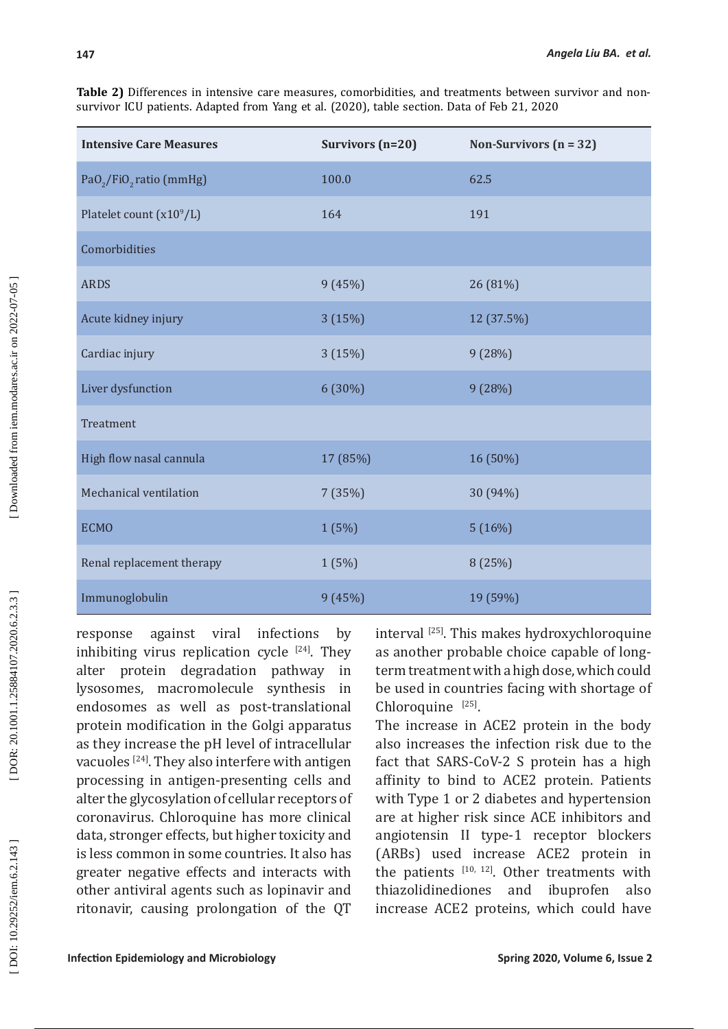**Table 2)** Differences in intensive care measures, comorbidities, and treatments between survivor and non-survivor ICU patients. Adapted from Yang et al. (2020), table section. Data of Feb 21, 2020

| Intensive Care Measures | Survivors (n=20) | Non-Survivors (n = 32) |
|---|---|---|
| $PaO_2/FiO_2$ ratio (mmHg) | 100.0 | 62.5 |
| Platelet count ($x10^9$/L) | 164 | 191 |
| Comorbidities | | |
| ARDS | 9 (45%) | 26 (81%) |
| Acute kidney injury | 3 (15%) | 12 (37.5%) |
| Cardiac injury | 3 (15%) | 9 (28%) |
| Liver dysfunction | 6 (30%) | 9 (28%) |
| Treatment | | |
| High flow nasal cannula | 17 (85%) | 16 (50%) |
| Mechanical ventilation | 7 (35%) | 30 (94%) |
| ECMO | 1 (5%) | 5 (16%) |
| Renal replacement therapy | 1 (5%) | 8 (25%) |
| Immunoglobulin | 9 (45%) | 19 (59%) |

response against viral infections by inhibiting virus replication cycle [24]. They alter protein degradation pathway in lysosomes, macromolecule synthesis in endosomes as well as post-translational protein modification in the Golgi apparatus as they increase the pH level of intracellular vacuoles [24]. They also interfere with antigen processing in antigen-presenting cells and alter the glycosylation of cellular receptors of coronavirus. Chloroquine has more clinical data, stronger effects, but higher toxicity and is less common in some countries. It also has greater negative effects and interacts with other antiviral agents such as lopinavir and ritonavir, causing prolongation of the QT interval [25]. This makes hydroxychloroquine as another probable choice capable of long-term treatment with a high dose, which could be used in countries facing with shortage of Chloroquine [25].

The increase in ACE2 protein in the body also increases the infection risk due to the fact that SARS-CoV-2 S protein has a high affinity to bind to ACE2 protein. Patients with Type 1 or 2 diabetes and hypertension are at higher risk since ACE inhibitors and angiotensin II type-1 receptor blockers (ARBs) used increase ACE2 protein in the patients [10, 12]. Other treatments with thiazolidinediones and ibuprofen also increase ACE2 proteins, which could have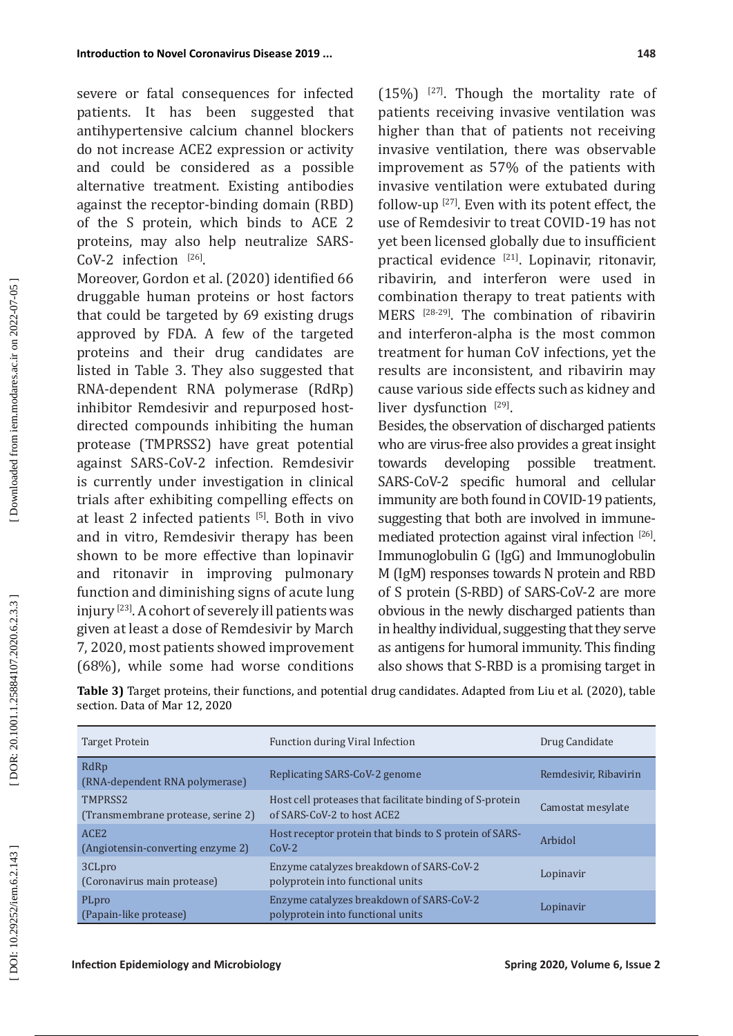severe or fatal consequences for infected patients. It has been suggested that antihypertensive calcium channel blockers do not increase ACE2 expression or activity and could be considered as a possible alternative treatment. Existing antibodies against the receptor-binding domain (RBD) of the S protein, which binds to ACE 2 proteins, may also help neutralize SARS-CoV-2 infection [26].

Moreover, Gordon et al. (2020) identified 66 druggable human proteins or host factors that could be targeted by 69 existing drugs approved by FDA. A few of the targeted proteins and their drug candidates are listed in Table 3. They also suggested that RNA-dependent RNA polymerase (RdRp) inhibitor Remdesivir and repurposed host-directed compounds inhibiting the human protease (TMPRSS2) have great potential against SARS-CoV-2 infection. Remdesivir is currently under investigation in clinical trials after exhibiting compelling effects on at least 2 infected patients [5]. Both in vivo and in vitro, Remdesivir therapy has been shown to be more effective than lopinavir and ritonavir in improving pulmonary function and diminishing signs of acute lung injury [23]. A cohort of severely ill patients was given at least a dose of Remdesivir by March 7, 2020, most patients showed improvement (68%), while some had worse conditions (15%) [27]. Though the mortality rate of patients receiving invasive ventilation was higher than that of patients not receiving invasive ventilation, there was observable improvement as 57% of the patients with invasive ventilation were extubated during follow-up [27]. Even with its potent effect, the use of Remdesivir to treat COVID-19 has not yet been licensed globally due to insufficient practical evidence [21]. Lopinavir, ritonavir, ribavirin, and interferon were used in combination therapy to treat patients with MERS [28-29]. The combination of ribavirin and interferon-alpha is the most common treatment for human CoV infections, yet the results are inconsistent, and ribavirin may cause various side effects such as kidney and liver dysfunction [29].

Besides, the observation of discharged patients who are virus-free also provides a great insight towards developing possible treatment. SARS-CoV-2 specific humoral and cellular immunity are both found in COVID-19 patients, suggesting that both are involved in immune-mediated protection against viral infection [26]. Immunoglobulin G (IgG) and Immunoglobulin M (IgM) responses towards N protein and RBD of S protein (S-RBD) of SARS-CoV-2 are more obvious in the newly discharged patients than in healthy individual, suggesting that they serve as antigens for humoral immunity. This finding also shows that S-RBD is a promising target in

**Table 3)** Target proteins, their functions, and potential drug candidates. Adapted from Liu et al. (2020), table section. Data of Mar 12, 2020

| Target Protein | Function during Viral Infection | Drug Candidate |
|---|---|---|
| RdRp (RNA-dependent RNA polymerase) | Replicating SARS-CoV-2 genome | Remdesivir, Ribavirin |
| TMPRSS2 (Transmembrane protease, serine 2) | Host cell proteases that facilitate binding of S-protein of SARS-CoV-2 to host ACE2 | Camostat mesylate |
| ACE2 (Angiotensin-converting enzyme 2) | Host receptor protein that binds to S protein of SARS-CoV-2 | Arbidol |
| 3CLpro (Coronavirus main protease) | Enzyme catalyzes breakdown of SARS-CoV-2 polyprotein into functional units | Lopinavir |
| PLpro (Papain-like protease) | Enzyme catalyzes breakdown of SARS-CoV-2 polyprotein into functional units | Lopinavir |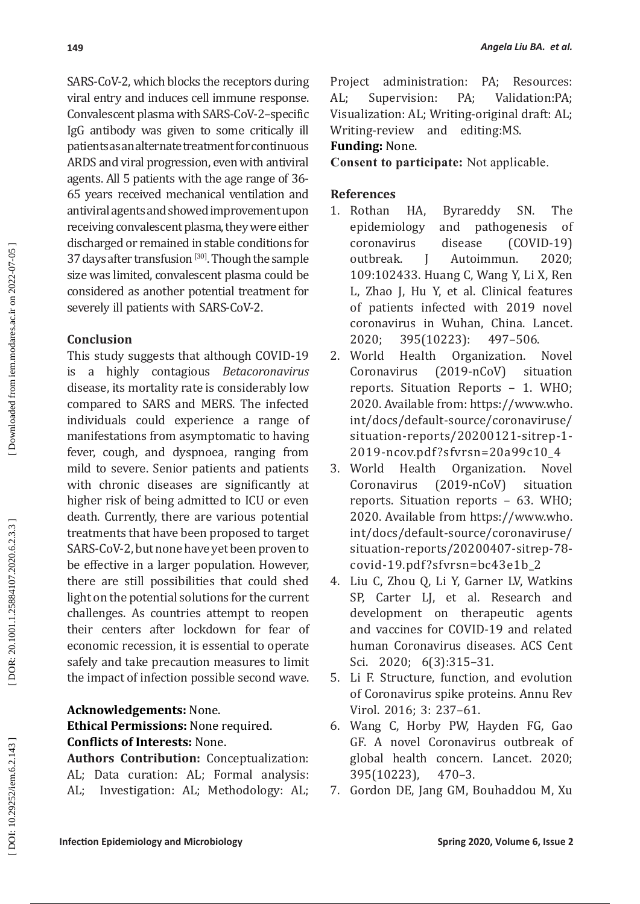SARS-CoV-2, which blocks the receptors during viral entry and induces cell immune response. Convalescent plasma with SARS-CoV-2–specific IgG antibody was given to some critically ill patients as an alternate treatment for continuous ARDS and viral progression, even with antiviral agents. All 5 patients with the age range of 36-65 years received mechanical ventilation and antiviral agents and showed improvement upon receiving convalescent plasma, they were either discharged or remained in stable conditions for 37 days after transfusion [30]. Though the sample size was limited, convalescent plasma could be considered as another potential treatment for severely ill patients with SARS-CoV-2.

## Conclusion

This study suggests that although COVID-19 is a highly contagious *Betacoronavirus* disease, its mortality rate is considerably low compared to SARS and MERS. The infected individuals could experience a range of manifestations from asymptomatic to having fever, cough, and dyspnoea, ranging from mild to severe. Senior patients and patients with chronic diseases are significantly at higher risk of being admitted to ICU or even death. Currently, there are various potential treatments that have been proposed to target SARS-CoV-2, but none have yet been proven to be effective in a larger population. However, there are still possibilities that could shed light on the potential solutions for the current challenges. As countries attempt to reopen their centers after lockdown for fear of economic recession, it is essential to operate safely and take precaution measures to limit the impact of infection possible second wave.

**Acknowledgements:** None.

**Ethical Permissions:** None required.

**Conflicts of Interests:** None.

**Authors Contribution:** Conceptualization: AL; Data curation: AL; Formal analysis: AL; Investigation: AL; Methodology: AL; Project administration: PA; Resources: AL; Supervision: PA; Validation:PA; Visualization: AL; Writing-original draft: AL; Writing-review and editing:MS.

**Funding:** None.

**Consent to participate:** Not applicable.

## References

1. Rothan HA, Byrareddy SN. The epidemiology and pathogenesis of coronavirus disease (COVID-19) outbreak. J Autoimmun. 2020; 109:102433. Huang C, Wang Y, Li X, Ren L, Zhao J, Hu Y, et al. Clinical features of patients infected with 2019 novel coronavirus in Wuhan, China. Lancet. 2020; 395(10223): 497–506.
2. World Health Organization. Novel Coronavirus (2019-nCoV) situation reports. Situation Reports – 1. WHO; 2020. Available from: https://www.who.int/docs/default-source/coronaviruse/situation-reports/20200121-sitrep-1-2019-ncov.pdf?sfvrsn=20a99c10_4
3. World Health Organization. Novel Coronavirus (2019-nCoV) situation reports. Situation reports – 63. WHO; 2020. Available from https://www.who.int/docs/default-source/coronaviruse/situation-reports/20200407-sitrep-78-covid-19.pdf?sfvrsn=bc43e1b_2
4. Liu C, Zhou Q, Li Y, Garner LV, Watkins SP, Carter LJ, et al. Research and development on therapeutic agents and vaccines for COVID-19 and related human Coronavirus diseases. ACS Cent Sci. 2020; 6(3):315–31.
5. Li F. Structure, function, and evolution of Coronavirus spike proteins. Annu Rev Virol. 2016; 3: 237–61.
6. Wang C, Horby PW, Hayden FG, Gao GF. A novel Coronavirus outbreak of global health concern. Lancet. 2020; 395(10223), 470–3.
7. Gordon DE, Jang GM, Bouhaddou M, Xu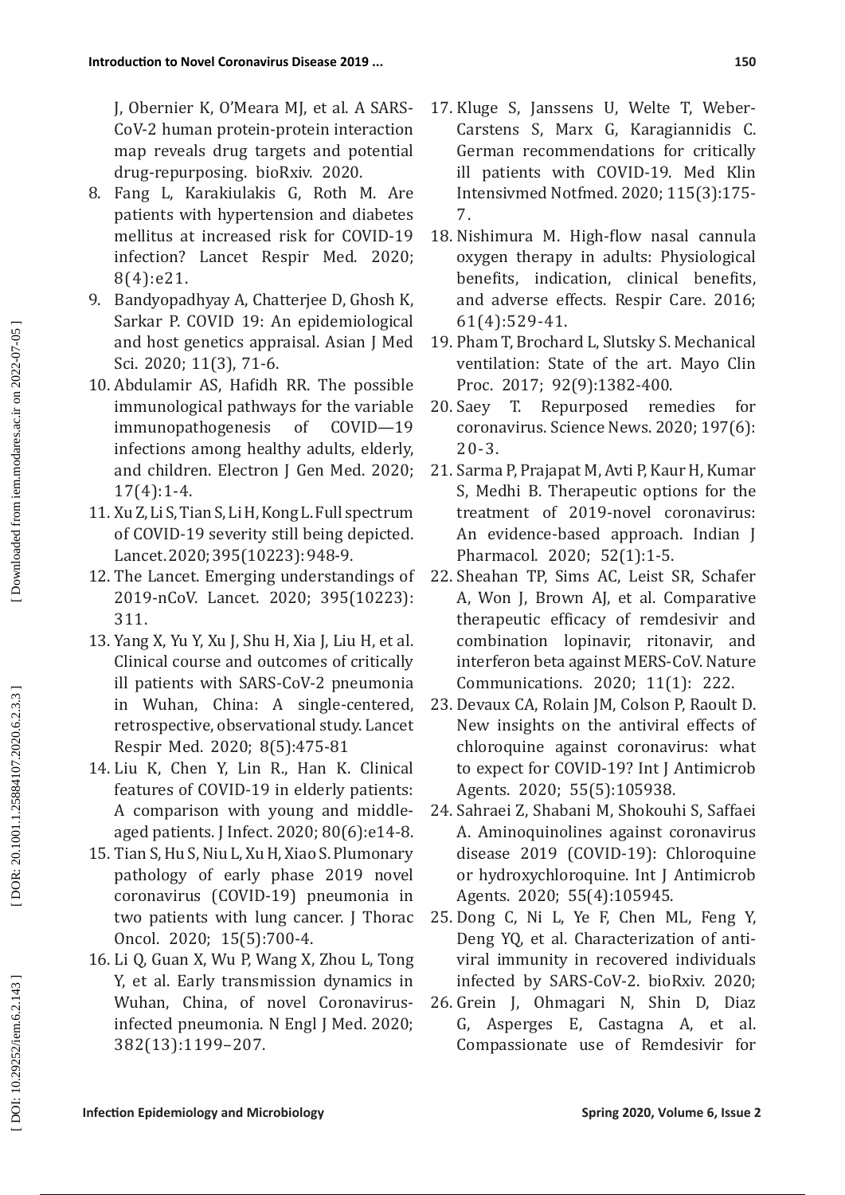J, Obernier K, O'Meara MJ, et al. A SARS-CoV-2 human protein-protein interaction map reveals drug targets and potential drug-repurposing. bioRxiv. 2020.

8. Fang L, Karakiulakis G, Roth M. Are patients with hypertension and diabetes mellitus at increased risk for COVID-19 infection? Lancet Respir Med. 2020; 8(4):e21.
9. Bandyopadhyay A, Chatterjee D, Ghosh K, Sarkar P. COVID 19: An epidemiological and host genetics appraisal. Asian J Med Sci. 2020; 11(3), 71-6.
10. Abdulamir AS, Hafidh RR. The possible immunological pathways for the variable immunopathogenesis of COVID—19 infections among healthy adults, elderly, and children. Electron J Gen Med. 2020; 17(4):1-4.
11. Xu Z, Li S, Tian S, Li H, Kong L. Full spectrum of COVID-19 severity still being depicted. Lancet. 2020; 395(10223): 948-9.
12. The Lancet. Emerging understandings of 2019-nCoV. Lancet. 2020; 395(10223): 311.
13. Yang X, Yu Y, Xu J, Shu H, Xia J, Liu H, et al. Clinical course and outcomes of critically ill patients with SARS-CoV-2 pneumonia in Wuhan, China: A single-centered, retrospective, observational study. Lancet Respir Med. 2020; 8(5):475-81
14. Liu K, Chen Y, Lin R., Han K. Clinical features of COVID-19 in elderly patients: A comparison with young and middle-aged patients. J Infect. 2020; 80(6):e14-8.
15. Tian S, Hu S, Niu L, Xu H, Xiao S. Plumonary pathology of early phase 2019 novel coronavirus (COVID-19) pneumonia in two patients with lung cancer. J Thorac Oncol. 2020; 15(5):700-4.
16. Li Q, Guan X, Wu P, Wang X, Zhou L, Tong Y, et al. Early transmission dynamics in Wuhan, China, of novel Coronavirus-infected pneumonia. N Engl J Med. 2020; 382(13):1199–207.
17. Kluge S, Janssens U, Welte T, Weber-Carstens S, Marx G, Karagiannidis C. German recommendations for critically ill patients with COVID-19. Med Klin Intensivmed Notfmed. 2020; 115(3):175-7.
18. Nishimura M. High-flow nasal cannula oxygen therapy in adults: Physiological benefits, indication, clinical benefits, and adverse effects. Respir Care. 2016; 61(4):529-41.
19. Pham T, Brochard L, Slutsky S. Mechanical ventilation: State of the art. Mayo Clin Proc. 2017; 92(9):1382-400.
20. Saey T. Repurposed remedies for coronavirus. Science News. 2020; 197(6): 20-3.
21. Sarma P, Prajapat M, Avti P, Kaur H, Kumar S, Medhi B. Therapeutic options for the treatment of 2019-novel coronavirus: An evidence-based approach. Indian J Pharmacol. 2020; 52(1):1-5.
22. Sheahan TP, Sims AC, Leist SR, Schafer A, Won J, Brown AJ, et al. Comparative therapeutic efficacy of remdesivir and combination lopinavir, ritonavir, and interferon beta against MERS-CoV. Nature Communications. 2020; 11(1): 222.
23. Devaux CA, Rolain JM, Colson P, Raoult D. New insights on the antiviral effects of chloroquine against coronavirus: what to expect for COVID-19? Int J Antimicrob Agents. 2020; 55(5):105938.
24. Sahraei Z, Shabani M, Shokouhi S, Saffaei A. Aminoquinolines against coronavirus disease 2019 (COVID-19): Chloroquine or hydroxychloroquine. Int J Antimicrob Agents. 2020; 55(4):105945.
25. Dong C, Ni L, Ye F, Chen ML, Feng Y, Deng YQ, et al. Characterization of anti-viral immunity in recovered individuals infected by SARS-CoV-2. bioRxiv. 2020;
26. Grein J, Ohmagari N, Shin D, Diaz G, Asperges E, Castagna A, et al. Compassionate use of Remdesivir for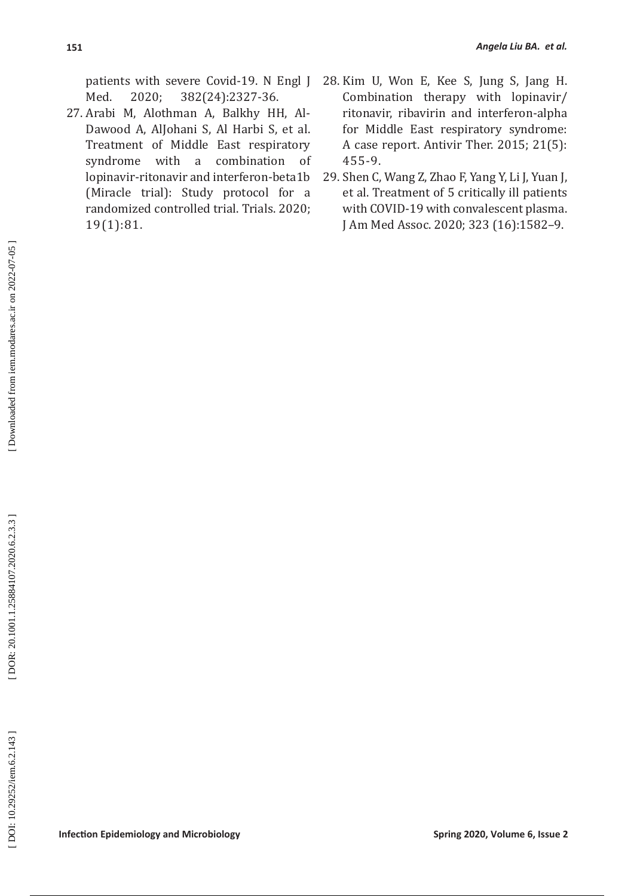patients with severe Covid-19. N Engl J Med. 2020; 382(24):2327-36.

27. Arabi M, Alothman A, Balkhy HH, Al-Dawood A, AlJohani S, Al Harbi S, et al. Treatment of Middle East respiratory syndrome with a combination of lopinavir-ritonavir and interferon-beta1b (Miracle trial): Study protocol for a randomized controlled trial. Trials. 2020; 19(1):81.

28. Kim U, Won E, Kee S, Jung S, Jang H. Combination therapy with lopinavir/ritonavir, ribavirin and interferon-alpha for Middle East respiratory syndrome: A case report. Antivir Ther. 2015; 21(5): 455-9.

29. Shen C, Wang Z, Zhao F, Yang Y, Li J, Yuan J, et al. Treatment of 5 critically ill patients with COVID-19 with convalescent plasma. J Am Med Assoc. 2020; 323 (16):1582–9.